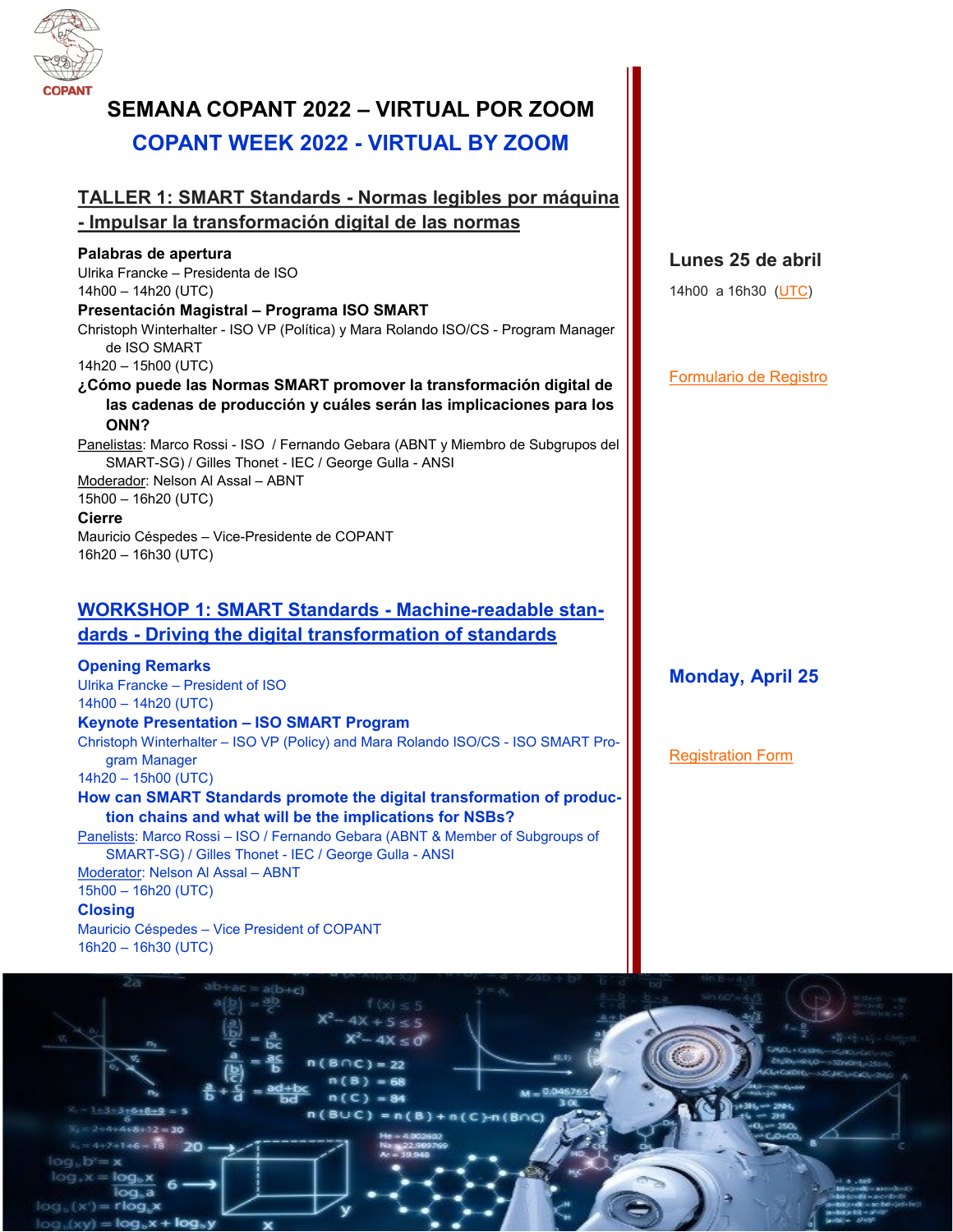COPANT

# SEMANA COPANT 2022 – VIRTUAL POR ZOOM

# COPANT WEEK 2022 - VIRTUAL BY ZOOM

## TALLER 1: SMART Standards - Normas legibles por máquina - Impulsar la transformación digital de las normas

**Lunes 25 de abril**

14h00 a 16h30 (UTC)

Formulario de Registro

**Palabras de apertura**
Ulrika Francke – Presidenta de ISO
14h00 – 14h20 (UTC)

**Presentación Magistral – Programa ISO SMART**
Christoph Winterhalter - ISO VP (Política) y Mara Rolando ISO/CS - Program Manager de ISO SMART
14h20 – 15h00 (UTC)

**¿Cómo puede las Normas SMART promover la transformación digital de las cadenas de producción y cuáles serán las implicaciones para los ONN?**
Panelistas: Marco Rossi - ISO / Fernando Gebara (ABNT y Miembro de Subgrupos del SMART-SG) / Gilles Thonet - IEC / George Gulla - ANSI
Moderador: Nelson Al Assal – ABNT
15h00 – 16h20 (UTC)

**Cierre**
Mauricio Céspedes – Vice-Presidente de COPANT
16h20 – 16h30 (UTC)

## WORKSHOP 1: SMART Standards - Machine-readable standards - Driving the digital transformation of standards

**Monday, April 25**

Registration Form

**Opening Remarks**
Ulrika Francke – President of ISO
14h00 – 14h20 (UTC)

**Keynote Presentation – ISO SMART Program**
Christoph Winterhalter – ISO VP (Policy) and Mara Rolando ISO/CS - ISO SMART Program Manager
14h20 – 15h00 (UTC)

**How can SMART Standards promote the digital transformation of production chains and what will be the implications for NSBs?**
Panelists: Marco Rossi – ISO / Fernando Gebara (ABNT & Member of Subgroups of SMART-SG) / Gilles Thonet - IEC / George Gulla - ANSI
Moderator: Nelson Al Assal – ABNT
15h00 – 16h20 (UTC)

**Closing**
Mauricio Céspedes – Vice President of COPANT
16h20 – 16h30 (UTC)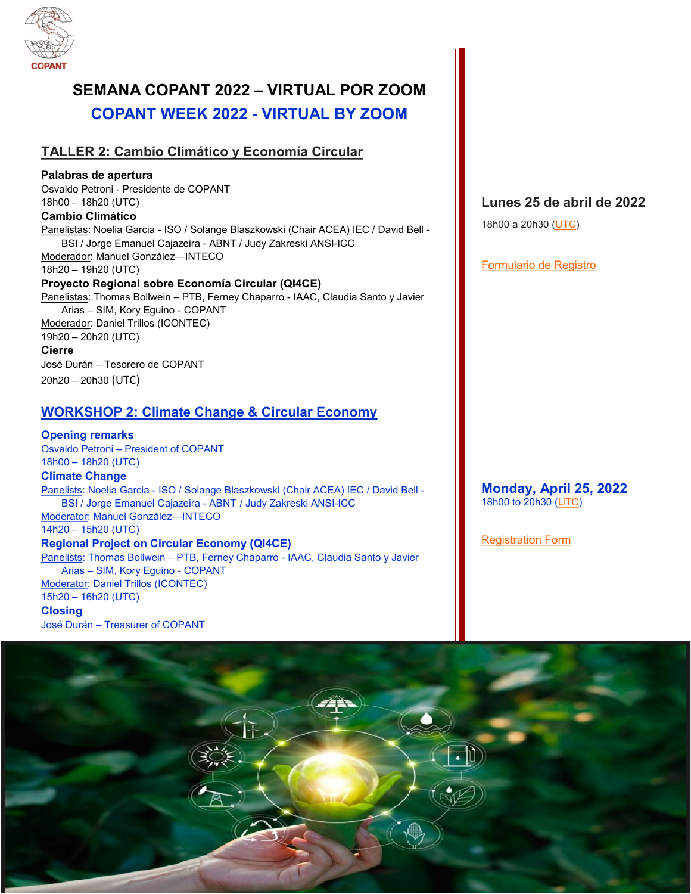COPANT

# SEMANA COPANT 2022 – VIRTUAL POR ZOOM

# COPANT WEEK 2022 - VIRTUAL BY ZOOM

## TALLER 2: Cambio Climático y Economía Circular

**Palabras de apertura**
Osvaldo Petroni - Presidente de COPANT
18h00 – 18h20 (UTC)

**Cambio Climático**
Panelistas: Noelia Garcia - ISO / Solange Blaszkowski (Chair ACEA) IEC / David Bell - BSI / Jorge Emanuel Cajazeira - ABNT / Judy Zakreski ANSI-ICC
Moderador: Manuel González—INTECO
18h20 – 19h20 (UTC)

**Proyecto Regional sobre Economía Circular (QI4CE)**
Panelistas: Thomas Bollwein – PTB, Ferney Chaparro - IAAC, Claudia Santo y Javier Arias – SIM, Kory Eguino - COPANT
Moderador: Daniel Trillos (ICONTEC)
19h20 – 20h20 (UTC)

**Cierre**
José Durán – Tesorero de COPANT
20h20 – 20h30 (UTC)

**Lunes 25 de abril de 2022**
18h00 a 20h30 (UTC)

Formulario de Registro

## WORKSHOP 2: Climate Change & Circular Economy

**Opening remarks**
Osvaldo Petroni – President of COPANT
18h00 – 18h20 (UTC)

**Climate Change**
Panelists: Noelia Garcia - ISO / Solange Blaszkowski (Chair ACEA) IEC / David Bell - BSI / Jorge Emanuel Cajazeira - ABNT / Judy Zakreski ANSI-ICC
Moderator: Manuel González—INTECO
14h20 – 15h20 (UTC)

**Regional Project on Circular Economy (QI4CE)**
Panelists: Thomas Bollwein – PTB, Ferney Chaparro - IAAC, Claudia Santo y Javier Arias – SIM, Kory Eguino - COPANT
Moderator: Daniel Trillos (ICONTEC)
15h20 – 16h20 (UTC)

**Closing**
José Durán – Treasurer of COPANT

**Monday, April 25, 2022**
18h00 to 20h30 (UTC)

Registration Form